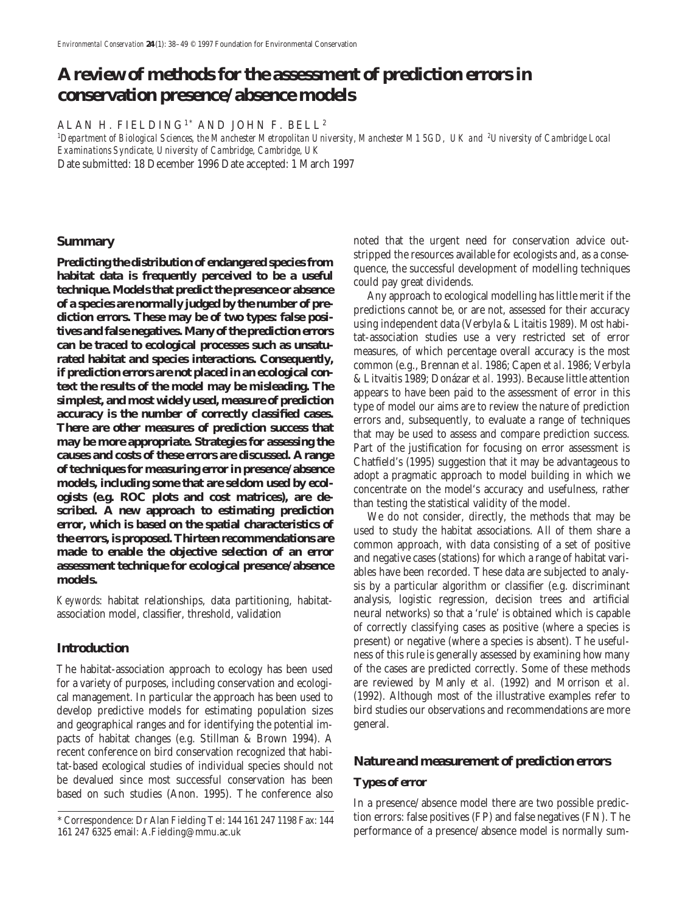# A review of methods for the assessment of prediction errors in conservation presence/absence models

ALAN H. FIELDING[1*] AND JOHN F. BELL[2]

[1]*Department of Biological Sciences, the Manchester Metropolitan University, Manchester M1 5GD, UK and* [2]*University of Cambridge Local Examinations Syndicate, University of Cambridge, Cambridge, UK*

Date submitted: 18 December 1996 Date accepted: 1 March 1997

## Summary

**Predicting the distribution of endangered species from habitat data is frequently perceived to be a useful technique. Models that predict the presence or absence of a species are normally judged by the number of prediction errors. These may be of two types: false positives and false negatives. Many of the prediction errors can be traced to ecological processes such as unsaturated habitat and species interactions. Consequently, if prediction errors are not placed in an ecological context the results of the model may be misleading. The simplest, and most widely used, measure of prediction accuracy is the number of correctly classified cases. There are other measures of prediction success that may be more appropriate. Strategies for assessing the causes and costs of these errors are discussed. A range of techniques for measuring error in presence/absence models, including some that are seldom used by ecologists (e.g. ROC plots and cost matrices), are described. A new approach to estimating prediction error, which is based on the spatial characteristics of the errors, is proposed. Thirteen recommendations are made to enable the objective selection of an error assessment technique for ecological presence/absence models.**

*Keywords*: habitat relationships, data partitioning, habitat-association model, classifier, threshold, validation

## Introduction

The habitat-association approach to ecology has been used for a variety of purposes, including conservation and ecological management. In particular the approach has been used to develop predictive models for estimating population sizes and geographical ranges and for identifying the potential impacts of habitat changes (e.g. Stillman & Brown 1994). A recent conference on bird conservation recognized that habitat-based ecological studies of individual species should not be devalued since most successful conservation has been based on such studies (Anon. 1995). The conference also noted that the urgent need for conservation advice outstripped the resources available for ecologists and, as a consequence, the successful development of modelling techniques could pay great dividends.

Any approach to ecological modelling has little merit if the predictions cannot be, or are not, assessed for their accuracy using independent data (Verbyla & Litaitis 1989). Most habitat-association studies use a very restricted set of error measures, of which percentage overall accuracy is the most common (e.g., Brennan *et al.* 1986; Capen *et al.* 1986; Verbyla & Litvaitis 1989; Donázar *et al.* 1993). Because little attention appears to have been paid to the assessment of error in this type of model our aims are to review the nature of prediction errors and, subsequently, to evaluate a range of techniques that may be used to assess and compare prediction success. Part of the justification for focusing on error assessment is Chatfield's (1995) suggestion that it may be advantageous to adopt a pragmatic approach to model building in which we concentrate on the model's accuracy and usefulness, rather than testing the statistical validity of the model.

We do not consider, directly, the methods that may be used to study the habitat associations. All of them share a common approach, with data consisting of a set of positive and negative cases (stations) for which a range of habitat variables have been recorded. These data are subjected to analysis by a particular algorithm or classifier (e.g. discriminant analysis, logistic regression, decision trees and artificial neural networks) so that a 'rule' is obtained which is capable of correctly classifying cases as positive (where a species is present) or negative (where a species is absent). The usefulness of this rule is generally assessed by examining how many of the cases are predicted correctly. Some of these methods are reviewed by Manly *et al.* (1992) and Morrison *et al.* (1992). Although most of the illustrative examples refer to bird studies our observations and recommendations are more general.

## Nature and measurement of prediction errors

### Types of error

In a presence/absence model there are two possible prediction errors: false positives (FP) and false negatives (FN). The performance of a presence/absence model is normally sum-

\* Correspondence: Dr Alan Fielding Tel: 144 161 247 1198 Fax: 144 161 247 6325 email: A.Fielding@mmu.ac.uk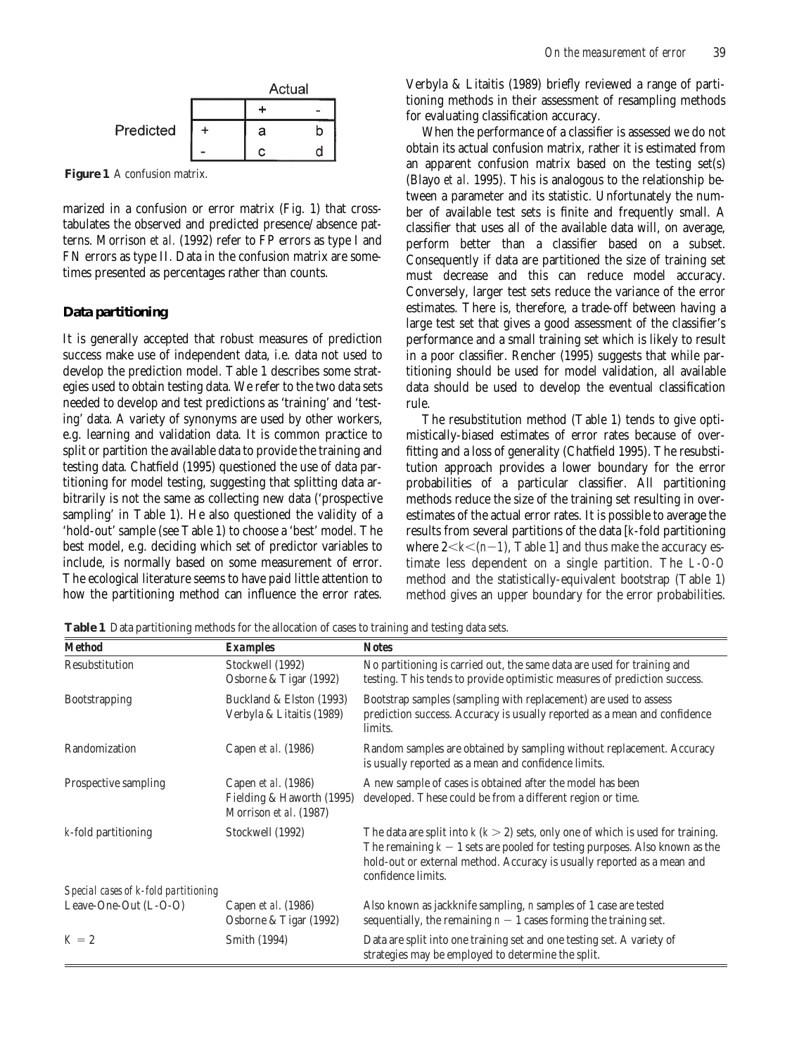|  |  | Actual |  |
|---|---|---|---|
|  |  | + | - |
| Predicted | + | a | b |
|  | - | c | d |

**Figure 1** A confusion matrix.

marized in a confusion or error matrix (Fig. 1) that cross-tabulates the observed and predicted presence/absence patterns. Morrison *et al.* (1992) refer to FP errors as type I and FN errors as type II. Data in the confusion matrix are sometimes presented as percentages rather than counts.

## Data partitioning

It is generally accepted that robust measures of prediction success make use of independent data, i.e. data not used to develop the prediction model. Table 1 describes some strategies used to obtain testing data. We refer to the two data sets needed to develop and test predictions as 'training' and 'testing' data. A variety of synonyms are used by other workers, e.g. learning and validation data. It is common practice to split or partition the available data to provide the training and testing data. Chatfield (1995) questioned the use of data partitioning for model testing, suggesting that splitting data arbitrarily is not the same as collecting new data ('prospective sampling' in Table 1). He also questioned the validity of a 'hold-out' sample (see Table 1) to choose a 'best' model. The best model, e.g. deciding which set of predictor variables to include, is normally based on some measurement of error. The ecological literature seems to have paid little attention to how the partitioning method can influence the error rates. Verbyla & Litaitis (1989) briefly reviewed a range of partitioning methods in their assessment of resampling methods for evaluating classification accuracy.

When the performance of a classifier is assessed we do not obtain its actual confusion matrix, rather it is estimated from an apparent confusion matrix based on the testing set(s) (Blayo *et al.* 1995). This is analogous to the relationship between a parameter and its statistic. Unfortunately the number of available test sets is finite and frequently small. A classifier that uses all of the available data will, on average, perform better than a classifier based on a subset. Consequently if data are partitioned the size of training set must decrease and this can reduce model accuracy. Conversely, larger test sets reduce the variance of the error estimates. There is, therefore, a trade-off between having a large test set that gives a good assessment of the classifier's performance and a small training set which is likely to result in a poor classifier. Rencher (1995) suggests that while partitioning should be used for model validation, all available data should be used to develop the eventual classification rule.

The resubstitution method (Table 1) tends to give optimistically-biased estimates of error rates because of overfitting and a loss of generality (Chatfield 1995). The resubstitution approach provides a lower boundary for the error probabilities of a particular classifier. All partitioning methods reduce the size of the training set resulting in overestimates of the actual error rates. It is possible to average the results from several partitions of the data [*k*-fold partitioning where $2 < k < (n-1)$, Table 1] and thus make the accuracy estimate less dependent on a single partition. The L-O-O method and the statistically-equivalent bootstrap (Table 1) method gives an upper boundary for the error probabilities.

**Table 1** Data partitioning methods for the allocation of cases to training and testing data sets.

| Method | Examples | Notes |
|---|---|---|
| Resubstitution | Stockwell (1992)<br>Osborne & Tigar (1992) | No partitioning is carried out, the same data are used for training and testing. This tends to provide optimistic measures of prediction success. |
| Bootstrapping | Buckland & Elston (1993)<br>Verbyla & Litaitis (1989) | Bootstrap samples (sampling with replacement) are used to assess prediction success. Accuracy is usually reported as a mean and confidence limits. |
| Randomization | Capen *et al.* (1986) | Random samples are obtained by sampling without replacement. Accuracy is usually reported as a mean and confidence limits. |
| Prospective sampling | Capen *et al.* (1986)<br>Fielding & Haworth (1995)<br>Morrison *et al.* (1987) | A new sample of cases is obtained after the model has been developed. These could be from a different region or time. |
| *k*-fold partitioning | Stockwell (1992) | The data are split into $k$ ($k > 2$) sets, only one of which is used for training. The remaining $k - 1$ sets are pooled for testing purposes. Also known as the hold-out or external method. Accuracy is usually reported as a mean and confidence limits. |
| *Special cases of k-fold partitioning* | | |
| Leave-One-Out (L-O-O) | Capen *et al.* (1986)<br>Osborne & Tigar (1992) | Also known as jackknife sampling, $n$ samples of 1 case are tested sequentially, the remaining $n - 1$ cases forming the training set. |
| $K = 2$ | Smith (1994) | Data are split into one training set and one testing set. A variety of strategies may be employed to determine the split. |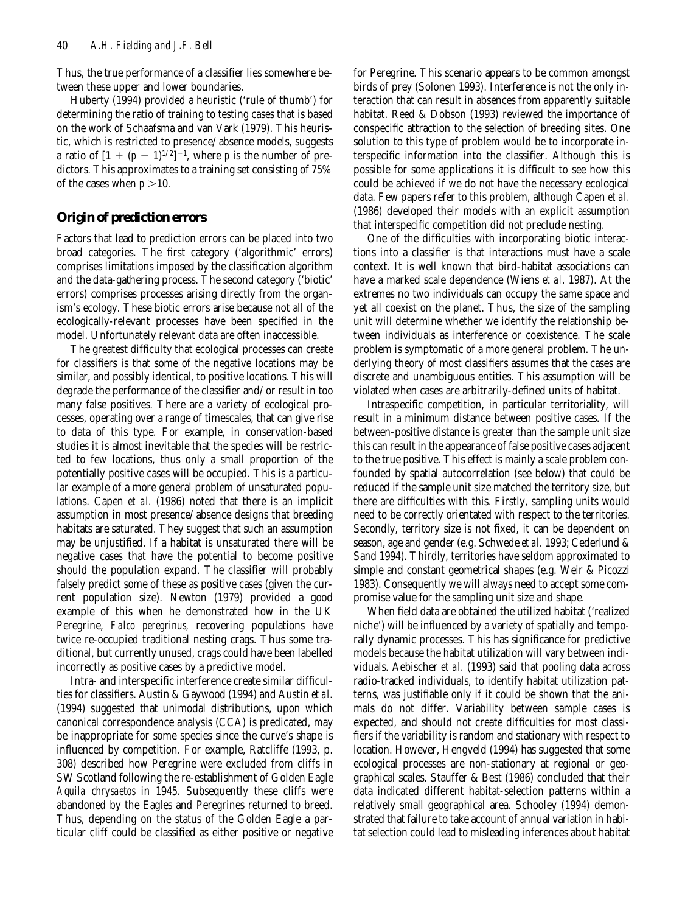Thus, the true performance of a classifier lies somewhere between these upper and lower boundaries.

Huberty (1994) provided a heuristic ('rule of thumb') for determining the ratio of training to testing cases that is based on the work of Schaafsma and van Vark (1979). This heuristic, which is restricted to presence/absence models, suggests a ratio of $[1 + (p - 1)^{1/2}]^{-1}$, where $p$ is the number of predictors. This approximates to a training set consisting of 75% of the cases when $p > 10$.

## Origin of prediction errors

Factors that lead to prediction errors can be placed into two broad categories. The first category ('algorithmic' errors) comprises limitations imposed by the classification algorithm and the data-gathering process. The second category ('biotic' errors) comprises processes arising directly from the organism's ecology. These biotic errors arise because not all of the ecologically-relevant processes have been specified in the model. Unfortunately relevant data are often inaccessible.

The greatest difficulty that ecological processes can create for classifiers is that some of the negative locations may be similar, and possibly identical, to positive locations. This will degrade the performance of the classifier and/or result in too many false positives. There are a variety of ecological processes, operating over a range of timescales, that can give rise to data of this type. For example, in conservation-based studies it is almost inevitable that the species will be restricted to few locations, thus only a small proportion of the potentially positive cases will be occupied. This is a particular example of a more general problem of unsaturated populations. Capen *et al.* (1986) noted that there is an implicit assumption in most presence/absence designs that breeding habitats are saturated. They suggest that such an assumption may be unjustified. If a habitat is unsaturated there will be negative cases that have the potential to become positive should the population expand. The classifier will probably falsely predict some of these as positive cases (given the current population size). Newton (1979) provided a good example of this when he demonstrated how in the UK Peregrine, *Falco peregrinus,* recovering populations have twice re-occupied traditional nesting crags. Thus some traditional, but currently unused, crags could have been labelled incorrectly as positive cases by a predictive model.

Intra- and interspecific interference create similar difficulties for classifiers. Austin & Gaywood (1994) and Austin *et al.* (1994) suggested that unimodal distributions, upon which canonical correspondence analysis (CCA) is predicated, may be inappropriate for some species since the curve's shape is influenced by competition. For example, Ratcliffe (1993, p. 308) described how Peregrine were excluded from cliffs in SW Scotland following the re-establishment of Golden Eagle *Aquila chrysaetos* in 1945. Subsequently these cliffs were abandoned by the Eagles and Peregrines returned to breed. Thus, depending on the status of the Golden Eagle a particular cliff could be classified as either positive or negative for Peregrine. This scenario appears to be common amongst birds of prey (Solonen 1993). Interference is not the only interaction that can result in absences from apparently suitable habitat. Reed & Dobson (1993) reviewed the importance of conspecific attraction to the selection of breeding sites. One solution to this type of problem would be to incorporate interspecific information into the classifier. Although this is possible for some applications it is difficult to see how this could be achieved if we do not have the necessary ecological data. Few papers refer to this problem, although Capen *et al.* (1986) developed their models with an explicit assumption that interspecific competition did not preclude nesting.

One of the difficulties with incorporating biotic interactions into a classifier is that interactions must have a scale context. It is well known that bird-habitat associations can have a marked scale dependence (Wiens *et al.* 1987). At the extremes no two individuals can occupy the same space and yet all coexist on the planet. Thus, the size of the sampling unit will determine whether we identify the relationship between individuals as interference or coexistence. The scale problem is symptomatic of a more general problem. The underlying theory of most classifiers assumes that the cases are discrete and unambiguous entities. This assumption will be violated when cases are arbitrarily-defined units of habitat.

Intraspecific competition, in particular territoriality, will result in a minimum distance between positive cases. If the between-positive distance is greater than the sample unit size this can result in the appearance of false positive cases adjacent to the true positive. This effect is mainly a scale problem confounded by spatial autocorrelation (see below) that could be reduced if the sample unit size matched the territory size, but there are difficulties with this. Firstly, sampling units would need to be correctly orientated with respect to the territories. Secondly, territory size is not fixed, it can be dependent on season, age and gender (e.g. Schwede *et al.* 1993; Cederlund & Sand 1994). Thirdly, territories have seldom approximated to simple and constant geometrical shapes (e.g. Weir & Picozzi 1983). Consequently we will always need to accept some compromise value for the sampling unit size and shape.

When field data are obtained the utilized habitat ('realized niche') will be influenced by a variety of spatially and temporally dynamic processes. This has significance for predictive models because the habitat utilization will vary between individuals. Aebischer *et al.* (1993) said that pooling data across radio-tracked individuals, to identify habitat utilization patterns, was justifiable only if it could be shown that the animals do not differ. Variability between sample cases is expected, and should not create difficulties for most classifiers if the variability is random and stationary with respect to location. However, Hengveld (1994) has suggested that some ecological processes are non-stationary at regional or geographical scales. Stauffer & Best (1986) concluded that their data indicated different habitat-selection patterns within a relatively small geographical area. Schooley (1994) demonstrated that failure to take account of annual variation in habitat selection could lead to misleading inferences about habitat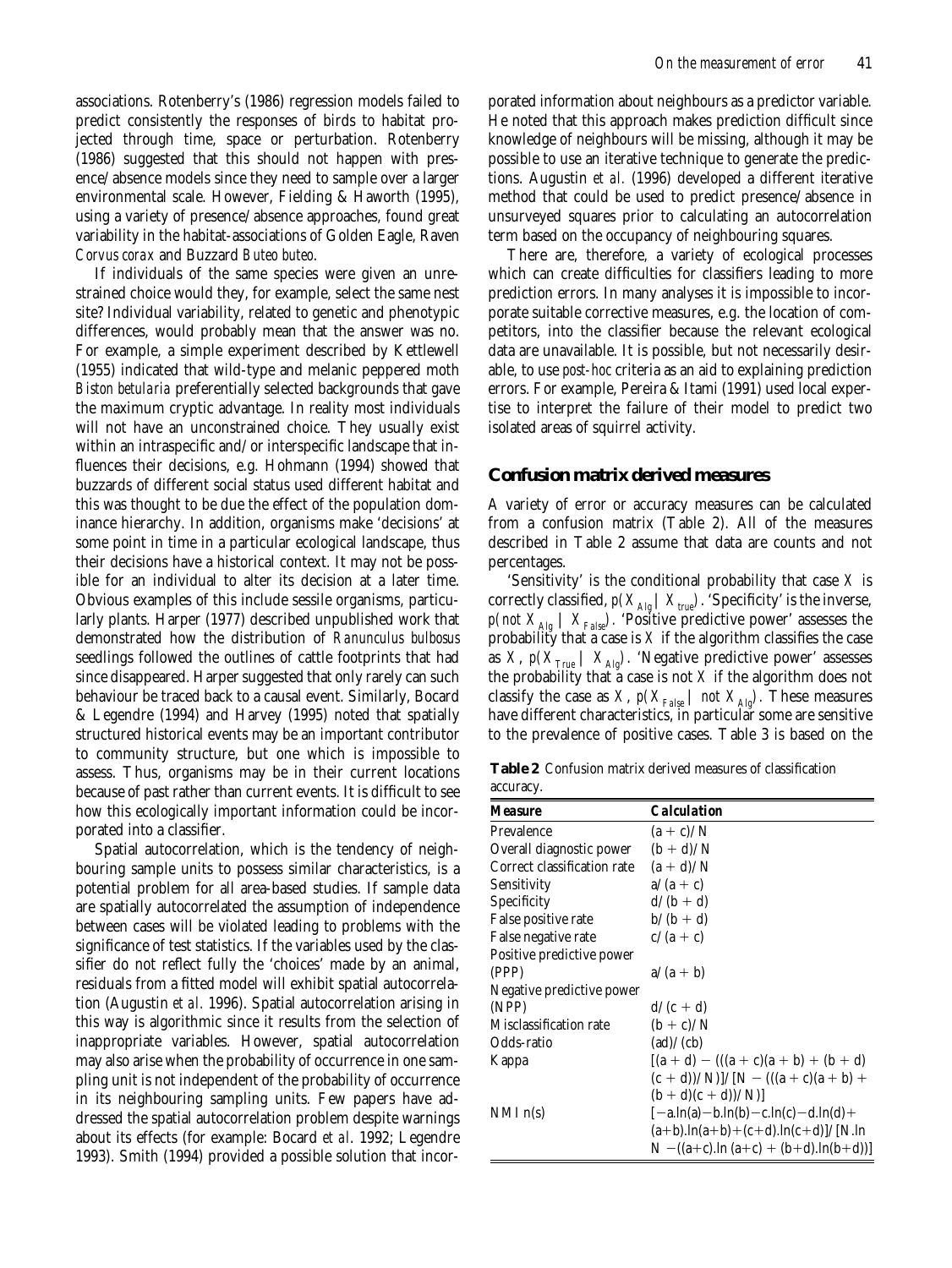associations. Rotenberry's (1986) regression models failed to predict consistently the responses of birds to habitat projected through time, space or perturbation. Rotenberry (1986) suggested that this should not happen with presence/absence models since they need to sample over a larger environmental scale. However, Fielding & Haworth (1995), using a variety of presence/absence approaches, found great variability in the habitat-associations of Golden Eagle, Raven *Corvus corax* and Buzzard *Buteo buteo*.

If individuals of the same species were given an unrestrained choice would they, for example, select the same nest site? Individual variability, related to genetic and phenotypic differences, would probably mean that the answer was no. For example, a simple experiment described by Kettlewell (1955) indicated that wild-type and melanic peppered moth *Biston betularia* preferentially selected backgrounds that gave the maximum cryptic advantage. In reality most individuals will not have an unconstrained choice. They usually exist within an intraspecific and/or interspecific landscape that influences their decisions, e.g. Hohmann (1994) showed that buzzards of different social status used different habitat and this was thought to be due the effect of the population dominance hierarchy. In addition, organisms make 'decisions' at some point in time in a particular ecological landscape, thus their decisions have a historical context. It may not be possible for an individual to alter its decision at a later time. Obvious examples of this include sessile organisms, particularly plants. Harper (1977) described unpublished work that demonstrated how the distribution of *Ranunculus bulbosus* seedlings followed the outlines of cattle footprints that had since disappeared. Harper suggested that only rarely can such behaviour be traced back to a causal event. Similarly, Bocard & Legendre (1994) and Harvey (1995) noted that spatially structured historical events may be an important contributor to community structure, but one which is impossible to assess. Thus, organisms may be in their current locations because of past rather than current events. It is difficult to see how this ecologically important information could be incorporated into a classifier.

Spatial autocorrelation, which is the tendency of neighbouring sample units to possess similar characteristics, is a potential problem for all area-based studies. If sample data are spatially autocorrelated the assumption of independence between cases will be violated leading to problems with the significance of test statistics. If the variables used by the classifier do not reflect fully the 'choices' made by an animal, residuals from a fitted model will exhibit spatial autocorrelation (Augustin *et al.* 1996). Spatial autocorrelation arising in this way is algorithmic since it results from the selection of inappropriate variables. However, spatial autocorrelation may also arise when the probability of occurrence in one sampling unit is not independent of the probability of occurrence in its neighbouring sampling units. Few papers have addressed the spatial autocorrelation problem despite warnings about its effects (for example: Bocard *et al.* 1992; Legendre 1993). Smith (1994) provided a possible solution that incorporated information about neighbours as a predictor variable. He noted that this approach makes prediction difficult since knowledge of neighbours will be missing, although it may be possible to use an iterative technique to generate the predictions. Augustin *et al.* (1996) developed a different iterative method that could be used to predict presence/absence in unsurveyed squares prior to calculating an autocorrelation term based on the occupancy of neighbouring squares.

There are, therefore, a variety of ecological processes which can create difficulties for classifiers leading to more prediction errors. In many analyses it is impossible to incorporate suitable corrective measures, e.g. the location of competitors, into the classifier because the relevant ecological data are unavailable. It is possible, but not necessarily desirable, to use *post-hoc* criteria as an aid to explaining prediction errors. For example, Pereira & Itami (1991) used local expertise to interpret the failure of their model to predict two isolated areas of squirrel activity.

## Confusion matrix derived measures

A variety of error or accuracy measures can be calculated from a confusion matrix (Table 2). All of the measures described in Table 2 assume that data are counts and not percentages.

'Sensitivity' is the conditional probability that case $X$ is correctly classified, $p(X_{Alg} \mid X_{true})$. 'Specificity' is the inverse, $p(\text{not } X_{Alg} \mid X_{False})$. 'Positive predictive power' assesses the probability that a case is $X$ if the algorithm classifies the case as $X$, $p(X_{True} \mid X_{Alg})$. 'Negative predictive power' assesses the probability that a case is not $X$ if the algorithm does not classify the case as $X$, $p(X_{False} \mid \text{not } X_{Alg})$. These measures have different characteristics, in particular some are sensitive to the prevalence of positive cases. Table 3 is based on the

**Table 2** Confusion matrix derived measures of classification accuracy.

| Measure | Calculation |
|---|---|
| Prevalence | $(a + c)/N$ |
| Overall diagnostic power | $(b + d)/N$ |
| Correct classification rate | $(a + d)/N$ |
| Sensitivity | $a/(a + c)$ |
| Specificity | $d/(b + d)$ |
| False positive rate | $b/(b + d)$ |
| False negative rate | $c/(a + c)$ |
| Positive predictive power (PPP) | $a/(a + b)$ |
| Negative predictive power (NPP) | $d/(c + d)$ |
| Misclassification rate | $(b + c)/N$ |
| Odds-ratio | $(ad)/(cb)$ |
| Kappa | $[(a + d) - (((a + c)(a + b) + (b + d)(c + d))/N)]/[N - (((a + c)(a + b) + (b + d)(c + d))/N)]$ |
| NMI n(s) | $[-a.\ln(a) - b.\ln(b) - c.\ln(c) - d.\ln(d) + (a+b).\ln(a+b) + (c+d).\ln(c+d)]/[N.\ln N - ((a+c).\ln(a+c) + (b+d).\ln(b+d))]$ |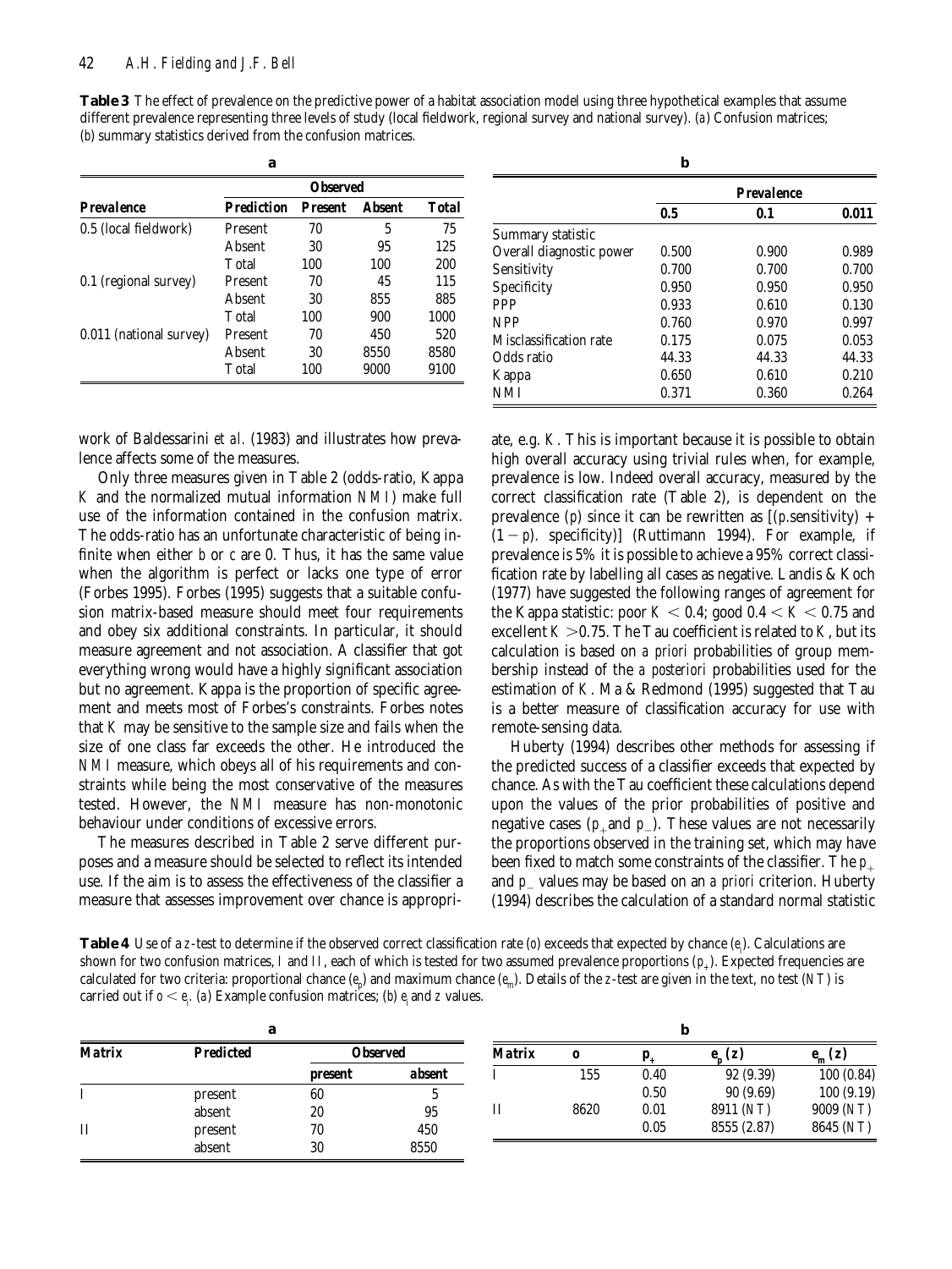**Table 3** The effect of prevalence on the predictive power of a habitat association model using three hypothetical examples that assume different prevalence representing three levels of study (local fieldwork, regional survey and national survey). (*a*) Confusion matrices; (*b*) summary statistics derived from the confusion matrices.

**a**

| | | Observed | | |
|---|---|---|---|---|
| **Prevalence** | **Prediction** | **Present** | **Absent** | **Total** |
| 0.5 (local fieldwork) | Present | 70 | 5 | 75 |
| | Absent | 30 | 95 | 125 |
| | Total | 100 | 100 | 200 |
| 0.1 (regional survey) | Present | 70 | 45 | 115 |
| | Absent | 30 | 855 | 885 |
| | Total | 100 | 900 | 1000 |
| 0.011 (national survey) | Present | 70 | 450 | 520 |
| | Absent | 30 | 8550 | 8580 |
| | Total | 100 | 9000 | 9100 |

**b**

| | Prevalence | | |
|---|---|---|---|
| | **0.5** | **0.1** | **0.011** |
| Summary statistic | | | |
| Overall diagnostic power | 0.500 | 0.900 | 0.989 |
| Sensitivity | 0.700 | 0.700 | 0.700 |
| Specificity | 0.950 | 0.950 | 0.950 |
| PPP | 0.933 | 0.610 | 0.130 |
| NPP | 0.760 | 0.970 | 0.997 |
| Misclassification rate | 0.175 | 0.075 | 0.053 |
| Odds ratio | 44.33 | 44.33 | 44.33 |
| Kappa | 0.650 | 0.610 | 0.210 |
| NMI | 0.371 | 0.360 | 0.264 |

work of Baldessarini *et al.* (1983) and illustrates how prevalence affects some of the measures.

Only three measures given in Table 2 (odds-ratio, Kappa *K* and the normalized mutual information *NMI*) make full use of the information contained in the confusion matrix. The odds-ratio has an unfortunate characteristic of being infinite when either *b* or *c* are 0. Thus, it has the same value when the algorithm is perfect or lacks one type of error (Forbes 1995). Forbes (1995) suggests that a suitable confusion matrix-based measure should meet four requirements and obey six additional constraints. In particular, it should measure agreement and not association. A classifier that got everything wrong would have a highly significant association but no agreement. Kappa is the proportion of specific agreement and meets most of Forbes's constraints. Forbes notes that *K* may be sensitive to the sample size and fails when the size of one class far exceeds the other. He introduced the *NMI* measure, which obeys all of his requirements and constraints while being the most conservative of the measures tested. However, the *NMI* measure has non-monotonic behaviour under conditions of excessive errors.

The measures described in Table 2 serve different purposes and a measure should be selected to reflect its intended use. If the aim is to assess the effectiveness of the classifier a measure that assesses improvement over chance is appropriate, e.g. *K*. This is important because it is possible to obtain high overall accuracy using trivial rules when, for example, prevalence is low. Indeed overall accuracy, measured by the correct classification rate (Table 2), is dependent on the prevalence ($p$) since it can be rewritten as $[(p.\text{sensitivity}) + (1 - p).\ \text{specificity})]$ (Ruttimann 1994). For example, if prevalence is 5% it is possible to achieve a 95% correct classification rate by labelling all cases as negative. Landis & Koch (1977) have suggested the following ranges of agreement for the Kappa statistic: poor $K < 0.4$; good $0.4 < K < 0.75$ and excellent $K > 0.75$. The Tau coefficient is related to *K*, but its calculation is based on *a priori* probabilities of group membership instead of the *a posteriori* probabilities used for the estimation of *K*. Ma & Redmond (1995) suggested that Tau is a better measure of classification accuracy for use with remote-sensing data.

Huberty (1994) describes other methods for assessing if the predicted success of a classifier exceeds that expected by chance. As with the Tau coefficient these calculations depend upon the values of the prior probabilities of positive and negative cases ($p_+$ and $p_-$). These values are not necessarily the proportions observed in the training set, which may have been fixed to match some constraints of the classifier. The $p_+$ and $p_-$ values may be based on an *a priori* criterion. Huberty (1994) describes the calculation of a standard normal statistic

**Table 4** Use of a *z*-test to determine if the observed correct classification rate ($o$) exceeds that expected by chance ($e_i$). Calculations are shown for two confusion matrices, *I* and *II*, each of which is tested for two assumed prevalence proportions ($p_+$). Expected frequencies are calculated for two criteria: proportional chance ($e_p$) and maximum chance ($e_m$). Details of the *z*-test are given in the text, no test (*NT*) is carried out if $o < e_i$. (*a*) Example confusion matrices; (*b*) $e_i$ and $z$ values.

**a**

| Matrix | Predicted | Observed | |
|---|---|---|---|
| | | **present** | **absent** |
| I | present | 60 | 5 |
| | absent | 20 | 95 |
| II | present | 70 | 450 |
| | absent | 30 | 8550 |

**b**

| Matrix | $o$ | $p_+$ | $e_p$ ($z$) | $e_m$ ($z$) |
|---|---|---|---|---|
| I | 155 | 0.40 | 92 (9.39) | 100 (0.84) |
| | | 0.50 | 90 (9.69) | 100 (9.19) |
| II | 8620 | 0.01 | 8911 (*NT*) | 9009 (*NT*) |
| | | 0.05 | 8555 (2.87) | 8645 (*NT*) |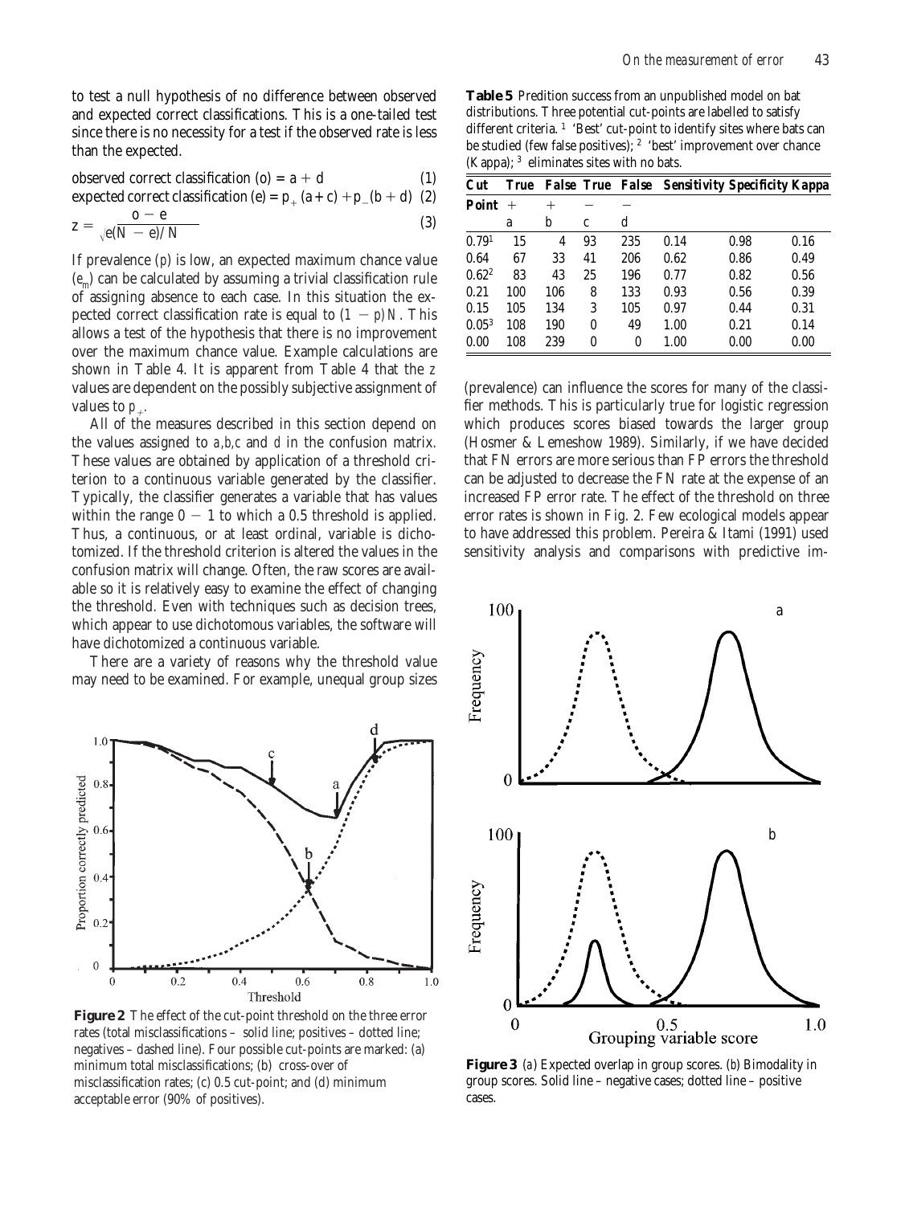to test a null hypothesis of no difference between observed and expected correct classifications. This is a one-tailed test since there is no necessity for a test if the observed rate is less than the expected.

$$\text{observed correct classification (o)} = a + d \quad (1)$$

$$\text{expected correct classification (e)} = p_+(a + c) + p_-(b + d) \quad (2)$$

$$z = \frac{o - e}{\sqrt{e(N - e)/N}} \quad (3)$$

If prevalence ($p$) is low, an expected maximum chance value ($e_m$) can be calculated by assuming a trivial classification rule of assigning absence to each case. In this situation the expected correct classification rate is equal to $(1 - p)N$. This allows a test of the hypothesis that there is no improvement over the maximum chance value. Example calculations are shown in Table 4. It is apparent from Table 4 that the $z$ values are dependent on the possibly subjective assignment of values to $p_+$.

All of the measures described in this section depend on the values assigned to $a,b,c$ and $d$ in the confusion matrix. These values are obtained by application of a threshold criterion to a continuous variable generated by the classifier. Typically, the classifier generates a variable that has values within the range 0 − 1 to which a 0.5 threshold is applied. Thus, a continuous, or at least ordinal, variable is dichotomized. If the threshold criterion is altered the values in the confusion matrix will change. Often, the raw scores are available so it is relatively easy to examine the effect of changing the threshold. Even with techniques such as decision trees, which appear to use dichotomous variables, the software will have dichotomized a continuous variable.

There are a variety of reasons why the threshold value may need to be examined. For example, unequal group sizes (prevalence) can influence the scores for many of the classifier methods. This is particularly true for logistic regression which produces scores biased towards the larger group (Hosmer & Lemeshow 1989). Similarly, if we have decided that FN errors are more serious than FP errors the threshold can be adjusted to decrease the FN rate at the expense of an increased FP error rate. The effect of the threshold on three error rates is shown in Fig. 2. Few ecological models appear to have addressed this problem. Pereira & Itami (1991) used sensitivity analysis and comparisons with predictive im-

**Table 5** Predition success from an unpublished model on bat distributions. Three potential cut-points are labelled to satisfy different criteria. [1] 'Best' cut-point to identify sites where bats can be studied (few false positives); [2] 'best' improvement over chance (Kappa); [3] eliminates sites with no bats.

| Cut Point | True + | False + | True − | False − | Sensitivity | Specificity | Kappa |
|---|---|---|---|---|---|---|---|
| | a | b | c | d | | | |
| 0.79[1] | 15 | 4 | 93 | 235 | 0.14 | 0.98 | 0.16 |
| 0.64 | 67 | 33 | 41 | 206 | 0.62 | 0.86 | 0.49 |
| 0.62[2] | 83 | 43 | 25 | 196 | 0.77 | 0.82 | 0.56 |
| 0.21 | 100 | 106 | 8 | 133 | 0.93 | 0.56 | 0.39 |
| 0.15 | 105 | 134 | 3 | 105 | 0.97 | 0.44 | 0.31 |
| 0.05[3] | 108 | 190 | 0 | 49 | 1.00 | 0.21 | 0.14 |
| 0.00 | 108 | 239 | 0 | 0 | 1.00 | 0.00 | 0.00 |

**Figure 2** The effect of the cut-point threshold on the three error rates (total misclassifications – solid line; positives – dotted line; negatives – dashed line). Four possible cut-points are marked: (a) minimum total misclassifications; (b) cross-over of misclassification rates; (c) 0.5 cut-point; and (d) minimum acceptable error (90% of positives).

**Figure 3** (a) Expected overlap in group scores. (b) Bimodality in group scores. Solid line – negative cases; dotted line – positive cases.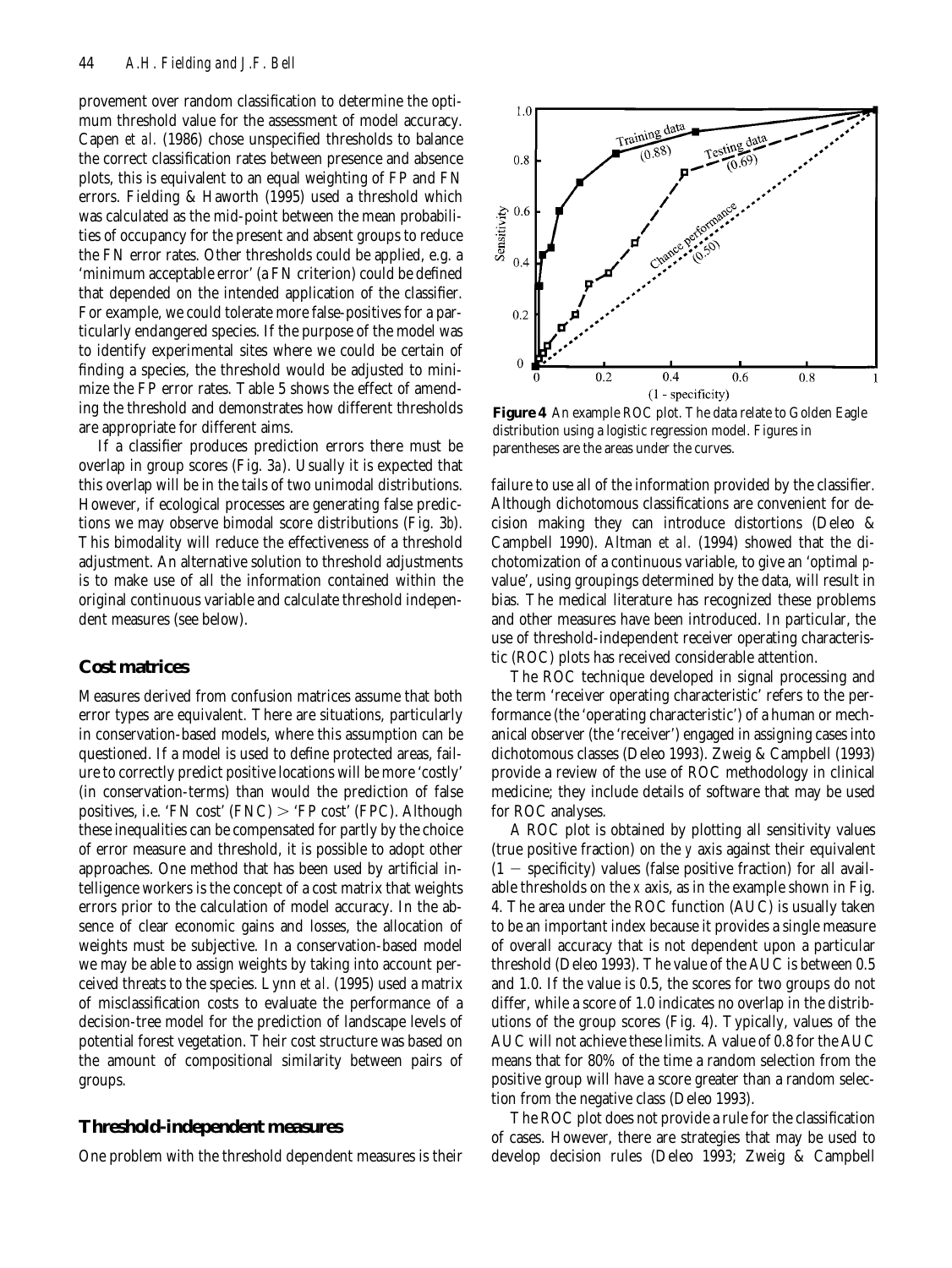provement over random classification to determine the optimum threshold value for the assessment of model accuracy. Capen *et al.* (1986) chose unspecified thresholds to balance the correct classification rates between presence and absence plots, this is equivalent to an equal weighting of FP and FN errors. Fielding & Haworth (1995) used a threshold which was calculated as the mid-point between the mean probabilities of occupancy for the present and absent groups to reduce the FN error rates. Other thresholds could be applied, e.g. a 'minimum acceptable error' (a FN criterion) could be defined that depended on the intended application of the classifier. For example, we could tolerate more false-positives for a particularly endangered species. If the purpose of the model was to identify experimental sites where we could be certain of finding a species, the threshold would be adjusted to minimize the FP error rates. Table 5 shows the effect of amending the threshold and demonstrates how different thresholds are appropriate for different aims.

If a classifier produces prediction errors there must be overlap in group scores (Fig. 3a). Usually it is expected that this overlap will be in the tails of two unimodal distributions. However, if ecological processes are generating false predictions we may observe bimodal score distributions (Fig. 3b). This bimodality will reduce the effectiveness of a threshold adjustment. An alternative solution to threshold adjustments is to make use of all the information contained within the original continuous variable and calculate threshold independent measures (see below).

## Cost matrices

Measures derived from confusion matrices assume that both error types are equivalent. There are situations, particularly in conservation-based models, where this assumption can be questioned. If a model is used to define protected areas, failure to correctly predict positive locations will be more 'costly' (in conservation-terms) than would the prediction of false positives, i.e. 'FN cost' (FNC) > 'FP cost' (FPC). Although these inequalities can be compensated for partly by the choice of error measure and threshold, it is possible to adopt other approaches. One method that has been used by artificial intelligence workers is the concept of a cost matrix that weights errors prior to the calculation of model accuracy. In the absence of clear economic gains and losses, the allocation of weights must be subjective. In a conservation-based model we may be able to assign weights by taking into account perceived threats to the species. Lynn *et al.* (1995) used a matrix of misclassification costs to evaluate the performance of a decision-tree model for the prediction of landscape levels of potential forest vegetation. Their cost structure was based on the amount of compositional similarity between pairs of groups.

## Threshold-independent measures

One problem with the threshold dependent measures is their failure to use all of the information provided by the classifier. Although dichotomous classifications are convenient for decision making they can introduce distortions (Deleo & Campbell 1990). Altman *et al.* (1994) showed that the dichotomization of a continuous variable, to give an 'optimal *p*-value', using groupings determined by the data, will result in bias. The medical literature has recognized these problems and other measures have been introduced. In particular, the use of threshold-independent receiver operating characteristic (ROC) plots has received considerable attention.

**Figure 4** An example ROC plot. The data relate to Golden Eagle distribution using a logistic regression model. Figures in parentheses are the areas under the curves.

The ROC technique developed in signal processing and the term 'receiver operating characteristic' refers to the performance (the 'operating characteristic') of a human or mechanical observer (the 'receiver') engaged in assigning cases into dichotomous classes (Deleo 1993). Zweig & Campbell (1993) provide a review of the use of ROC methodology in clinical medicine; they include details of software that may be used for ROC analyses.

A ROC plot is obtained by plotting all sensitivity values (true positive fraction) on the *y* axis against their equivalent ($1 - $ specificity) values (false positive fraction) for all available thresholds on the *x* axis, as in the example shown in Fig. 4. The area under the ROC function (AUC) is usually taken to be an important index because it provides a single measure of overall accuracy that is not dependent upon a particular threshold (Deleo 1993). The value of the AUC is between 0.5 and 1.0. If the value is 0.5, the scores for two groups do not differ, while a score of 1.0 indicates no overlap in the distributions of the group scores (Fig. 4). Typically, values of the AUC will not achieve these limits. A value of 0.8 for the AUC means that for 80% of the time a random selection from the positive group will have a score greater than a random selection from the negative class (Deleo 1993).

The ROC plot does not provide a rule for the classification of cases. However, there are strategies that may be used to develop decision rules (Deleo 1993; Zweig & Campbell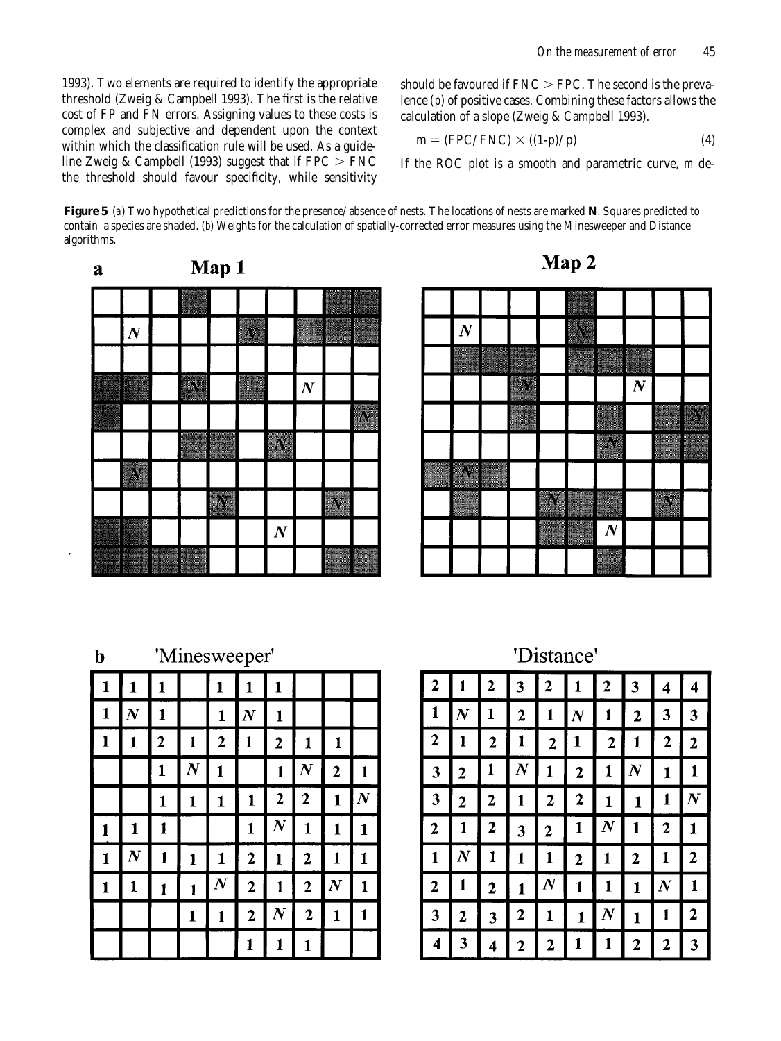1993). Two elements are required to identify the appropriate threshold (Zweig & Campbell 1993). The first is the relative cost of FP and FN errors. Assigning values to these costs is complex and subjective and dependent upon the context within which the classification rule will be used. As a guideline Zweig & Campbell (1993) suggest that if FPC > FNC the threshold should favour specificity, while sensitivity should be favoured if FNC > FPC. The second is the prevalence ($p$) of positive cases. Combining these factors allows the calculation of a slope (Zweig & Campbell 1993).

$$m = (FPC/FNC) \times ((1-p)/p) \tag{4}$$

If the ROC plot is a smooth and parametric curve, $m$ de-

**Figure 5** (*a*) Two hypothetical predictions for the presence/absence of nests. The locations of nests are marked **N**. Squares predicted to contain a species are shaded. (*b*) Weights for the calculation of spatially-corrected error measures using the Minesweeper and Distance algorithms.

**a** **Map 1**

| | | | | | | | | | |
|---|---|---|---|---|---|---|---|---|---|
| | | | | | | | | | |
| | N | | | | N | | | | |
| | | | | | | | | | |
| | | | N | | | | N | | |
| | | | | | | | | | N |
| | | | | | | N | | | |
| | N | | | | | | | | |
| | | | | N | | | | N | |
| | | | | | | N | | | |
| | | | | | | | | | |

**Map 2**

| | | | | | | | | | |
|---|---|---|---|---|---|---|---|---|---|
| | | | | | | | | | |
| | N | | | | N | | | | |
| | | | | | | | | | |
| | | | N | | | | N | | |
| | | | | | | | | | N |
| | | | | | | N | | | |
| | N | | | | | | | | |
| | | | | N | | | | N | |
| | | | | | | N | | | |
| | | | | | | | | | |

**b** **'Minesweeper'**

| | | | | | | | | | |
|---|---|---|---|---|---|---|---|---|---|
| 1 | 1 | 1 | | 1 | 1 | 1 | | | |
| 1 | N | 1 | | 1 | N | 1 | | | |
| 1 | 1 | 2 | 1 | 2 | 1 | 2 | 1 | 1 | |
| | | 1 | N | 1 | | 1 | N | 2 | 1 |
| | | 1 | 1 | 1 | 1 | 2 | 2 | 1 | N |
| 1 | 1 | 1 | | | 1 | N | 1 | 1 | 1 |
| 1 | N | 1 | 1 | 1 | 2 | 1 | 2 | 1 | 1 |
| 1 | 1 | 1 | 1 | N | 2 | 1 | 2 | N | 1 |
| | | | 1 | 1 | 2 | N | 2 | 1 | 1 |
| | | | | | 1 | 1 | 1 | | |

**'Distance'**

| | | | | | | | | | |
|---|---|---|---|---|---|---|---|---|---|
| 2 | 1 | 2 | 3 | 2 | 1 | 2 | 3 | 4 | 4 |
| 1 | N | 1 | 2 | 1 | N | 1 | 2 | 3 | 3 |
| 2 | 1 | 2 | 1 | 2 | 1 | 2 | 1 | 2 | 2 |
| 3 | 2 | 1 | N | 1 | 2 | 1 | N | 1 | 1 |
| 3 | 2 | 2 | 1 | 2 | 2 | 1 | 1 | 1 | N |
| 2 | 1 | 2 | 3 | 2 | 1 | N | 1 | 2 | 1 |
| 1 | N | 1 | 1 | 1 | 2 | 1 | 2 | 1 | 2 |
| 2 | 1 | 2 | 1 | N | 1 | 1 | 1 | N | 1 |
| 3 | 2 | 3 | 2 | 1 | 1 | N | 1 | 1 | 2 |
| 4 | 3 | 4 | 2 | 2 | 1 | 1 | 2 | 2 | 3 |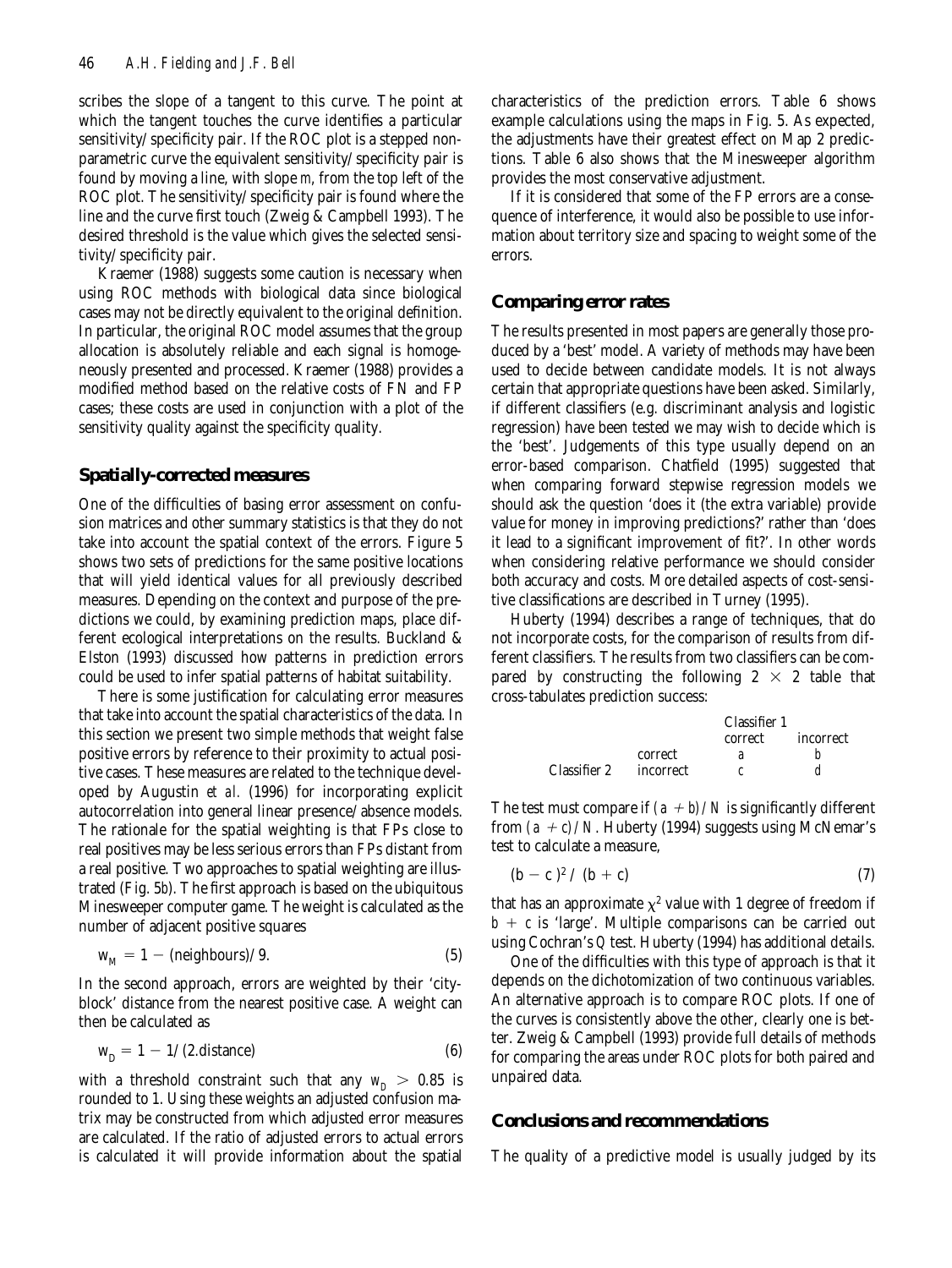scribes the slope of a tangent to this curve. The point at which the tangent touches the curve identifies a particular sensitivity/specificity pair. If the ROC plot is a stepped non-parametric curve the equivalent sensitivity/specificity pair is found by moving a line, with slope $m$, from the top left of the ROC plot. The sensitivity/specificity pair is found where the line and the curve first touch (Zweig & Campbell 1993). The desired threshold is the value which gives the selected sensitivity/specificity pair.

Kraemer (1988) suggests some caution is necessary when using ROC methods with biological data since biological cases may not be directly equivalent to the original definition. In particular, the original ROC model assumes that the group allocation is absolutely reliable and each signal is homogeneously presented and processed. Kraemer (1988) provides a modified method based on the relative costs of FN and FP cases; these costs are used in conjunction with a plot of the sensitivity quality against the specificity quality.

## Spatially-corrected measures

One of the difficulties of basing error assessment on confusion matrices and other summary statistics is that they do not take into account the spatial context of the errors. Figure 5 shows two sets of predictions for the same positive locations that will yield identical values for all previously described measures. Depending on the context and purpose of the predictions we could, by examining prediction maps, place different ecological interpretations on the results. Buckland & Elston (1993) discussed how patterns in prediction errors could be used to infer spatial patterns of habitat suitability.

There is some justification for calculating error measures that take into account the spatial characteristics of the data. In this section we present two simple methods that weight false positive errors by reference to their proximity to actual positive cases. These measures are related to the technique developed by Augustin *et al.* (1996) for incorporating explicit autocorrelation into general linear presence/absence models. The rationale for the spatial weighting is that FPs close to real positives may be less serious errors than FPs distant from a real positive. Two approaches to spatial weighting are illustrated (Fig. 5b). The first approach is based on the ubiquitous Minesweeper computer game. The weight is calculated as the number of adjacent positive squares

$$w_M = 1 - (\text{neighbours})/9. \tag{5}$$

In the second approach, errors are weighted by their 'city-block' distance from the nearest positive case. A weight can then be calculated as

$$w_D = 1 - 1/(2.\text{distance}) \tag{6}$$

with a threshold constraint such that any $w_D > 0.85$ is rounded to 1. Using these weights an adjusted confusion matrix may be constructed from which adjusted error measures are calculated. If the ratio of adjusted errors to actual errors is calculated it will provide information about the spatial characteristics of the prediction errors. Table 6 shows example calculations using the maps in Fig. 5. As expected, the adjustments have their greatest effect on Map 2 predictions. Table 6 also shows that the Minesweeper algorithm provides the most conservative adjustment.

If it is considered that some of the FP errors are a consequence of interference, it would also be possible to use information about territory size and spacing to weight some of the errors.

## Comparing error rates

The results presented in most papers are generally those produced by a 'best' model. A variety of methods may have been used to decide between candidate models. It is not always certain that appropriate questions have been asked. Similarly, if different classifiers (e.g. discriminant analysis and logistic regression) have been tested we may wish to decide which is the 'best'. Judgements of this type usually depend on an error-based comparison. Chatfield (1995) suggested that when comparing forward stepwise regression models we should ask the question 'does it (the extra variable) provide value for money in improving predictions?' rather than 'does it lead to a significant improvement of fit?'. In other words when considering relative performance we should consider both accuracy and costs. More detailed aspects of cost-sensitive classifications are described in Turney (1995).

Huberty (1994) describes a range of techniques, that do not incorporate costs, for the comparison of results from different classifiers. The results from two classifiers can be compared by constructing the following $2 \times 2$ table that cross-tabulates prediction success:

| | | Classifier 1 | |
|---|---|---|---|
| | | correct | incorrect |
| | correct | a | b |
| Classifier 2 | incorrect | c | d |

The test must compare if $(a + b)/N$ is significantly different from $(a + c)/N$. Huberty (1994) suggests using McNemar's test to calculate a measure,

$$(b - c)^2 / (b + c) \tag{7}$$

that has an approximate $\chi^2$ value with 1 degree of freedom if $b + c$ is 'large'. Multiple comparisons can be carried out using Cochran's Q test. Huberty (1994) has additional details.

One of the difficulties with this type of approach is that it depends on the dichotomization of two continuous variables. An alternative approach is to compare ROC plots. If one of the curves is consistently above the other, clearly one is better. Zweig & Campbell (1993) provide full details of methods for comparing the areas under ROC plots for both paired and unpaired data.

## Conclusions and recommendations

The quality of a predictive model is usually judged by its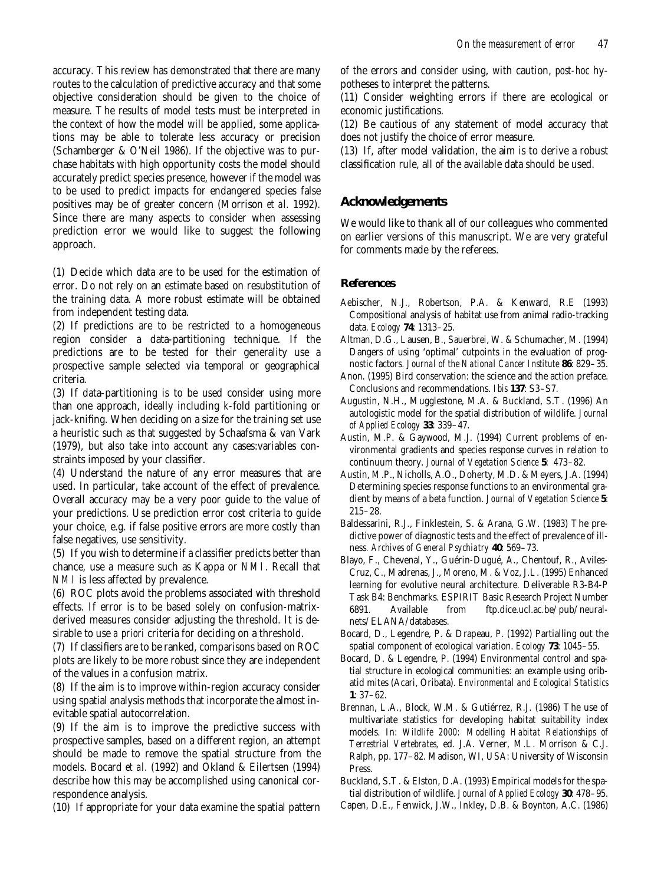accuracy. This review has demonstrated that there are many routes to the calculation of predictive accuracy and that some objective consideration should be given to the choice of measure. The results of model tests must be interpreted in the context of how the model will be applied, some applications may be able to tolerate less accuracy or precision (Schamberger & O'Neil 1986). If the objective was to purchase habitats with high opportunity costs the model should accurately predict species presence, however if the model was to be used to predict impacts for endangered species false positives may be of greater concern (Morrison *et al.* 1992). Since there are many aspects to consider when assessing prediction error we would like to suggest the following approach.

(1) Decide which data are to be used for the estimation of error. Do not rely on an estimate based on resubstitution of the training data. A more robust estimate will be obtained from independent testing data.

(2) If predictions are to be restricted to a homogeneous region consider a data-partitioning technique. If the predictions are to be tested for their generality use a prospective sample selected via temporal or geographical criteria.

(3) If data-partitioning is to be used consider using more than one approach, ideally including *k*-fold partitioning or jack-knifing. When deciding on a size for the training set use a heuristic such as that suggested by Schaafsma & van Vark (1979), but also take into account any cases:variables constraints imposed by your classifier.

(4) Understand the nature of any error measures that are used. In particular, take account of the effect of prevalence. Overall accuracy may be a very poor guide to the value of your predictions. Use prediction error cost criteria to guide your choice, e.g. if false positive errors are more costly than false negatives, use sensitivity.

(5) If you wish to determine if a classifier predicts better than chance, use a measure such as Kappa or *NMI*. Recall that *NMI* is less affected by prevalence.

(6) ROC plots avoid the problems associated with threshold effects. If error is to be based solely on confusion-matrix-derived measures consider adjusting the threshold. It is desirable to use *a priori* criteria for deciding on a threshold.

(7) If classifiers are to be ranked, comparisons based on ROC plots are likely to be more robust since they are independent of the values in a confusion matrix.

(8) If the aim is to improve within-region accuracy consider using spatial analysis methods that incorporate the almost inevitable spatial autocorrelation.

(9) If the aim is to improve the predictive success with prospective samples, based on a different region, an attempt should be made to remove the spatial structure from the models. Bocard *et al.* (1992) and Okland & Eilertsen (1994) describe how this may be accomplished using canonical correspondence analysis.

(10) If appropriate for your data examine the spatial pattern of the errors and consider using, with caution, *post-hoc* hypotheses to interpret the patterns.

(11) Consider weighting errors if there are ecological or economic justifications.

(12) Be cautious of any statement of model accuracy that does not justify the choice of error measure.

(13) If, after model validation, the aim is to derive a robust classification rule, all of the available data should be used.

## Acknowledgements

We would like to thank all of our colleagues who commented on earlier versions of this manuscript. We are very grateful for comments made by the referees.

## References

Aebischer, N.J., Robertson, P.A. & Kenward, R.E (1993) Compositional analysis of habitat use from animal radio-tracking data. *Ecology* **74**: 1313–25.

Altman, D.G., Lausen, B., Sauerbrei, W. & Schumacher, M. (1994) Dangers of using 'optimal' cutpoints in the evaluation of prognostic factors. *Journal of the National Cancer Institute* **86**: 829–35.

Anon. (1995) Bird conservation: the science and the action preface. Conclusions and recommendations. *Ibis* **137**: S3–S7.

Augustin, N.H., Mugglestone, M.A. & Buckland, S.T. (1996) An autologistic model for the spatial distribution of wildlife. *Journal of Applied Ecology* **33**: 339–47.

Austin, M.P. & Gaywood, M.J. (1994) Current problems of environmental gradients and species response curves in relation to continuum theory. *Journal of Vegetation Science* **5**: 473–82.

Austin, M.P., Nicholls, A.O., Doherty, M.D. & Meyers, J.A. (1994) Determining species response functions to an environmental gradient by means of a beta function. *Journal of Vegetation Science* **5**: 215–28.

Baldessarini, R.J., Finklestein, S. & Arana, G.W. (1983) The predictive power of diagnostic tests and the effect of prevalence of illness. *Archives of General Psychiatry* **40**: 569–73.

Blayo, F., Chevenal, Y., Guérin-Dugué, A., Chentouf, R., Aviles-Cruz, C., Madrenas, J., Moreno, M. & Voz, J.L. (1995) Enhanced learning for evolutive neural architecture. Deliverable R3-B4-P Task B4: Benchmarks. ESPIRIT Basic Research Project Number 6891. Available from ftp.dice.ucl.ac.be/pub/neural-nets/ELANA/databases.

Bocard, D., Legendre, P. & Drapeau, P. (1992) Partialling out the spatial component of ecological variation. *Ecology* **73**: 1045–55.

Bocard, D. & Legendre, P. (1994) Environmental control and spatial structure in ecological communities: an example using oribatid mites (Acari, Oribata). *Environmental and Ecological Statistics* **1**: 37–62.

Brennan, L.A., Block, W.M. & Gutiérrez, R.J. (1986) The use of multivariate statistics for developing habitat suitability index models. In: *Wildlife 2000: Modelling Habitat Relationships of Terrestrial Vertebrates*, ed. J.A. Verner, M.L. Morrison & C.J. Ralph, pp. 177–82. Madison, WI, USA: University of Wisconsin Press.

Buckland, S.T. & Elston, D.A. (1993) Empirical models for the spatial distribution of wildlife. *Journal of Applied Ecology* **30**: 478–95.

Capen, D.E., Fenwick, J.W., Inkley, D.B. & Boynton, A.C. (1986)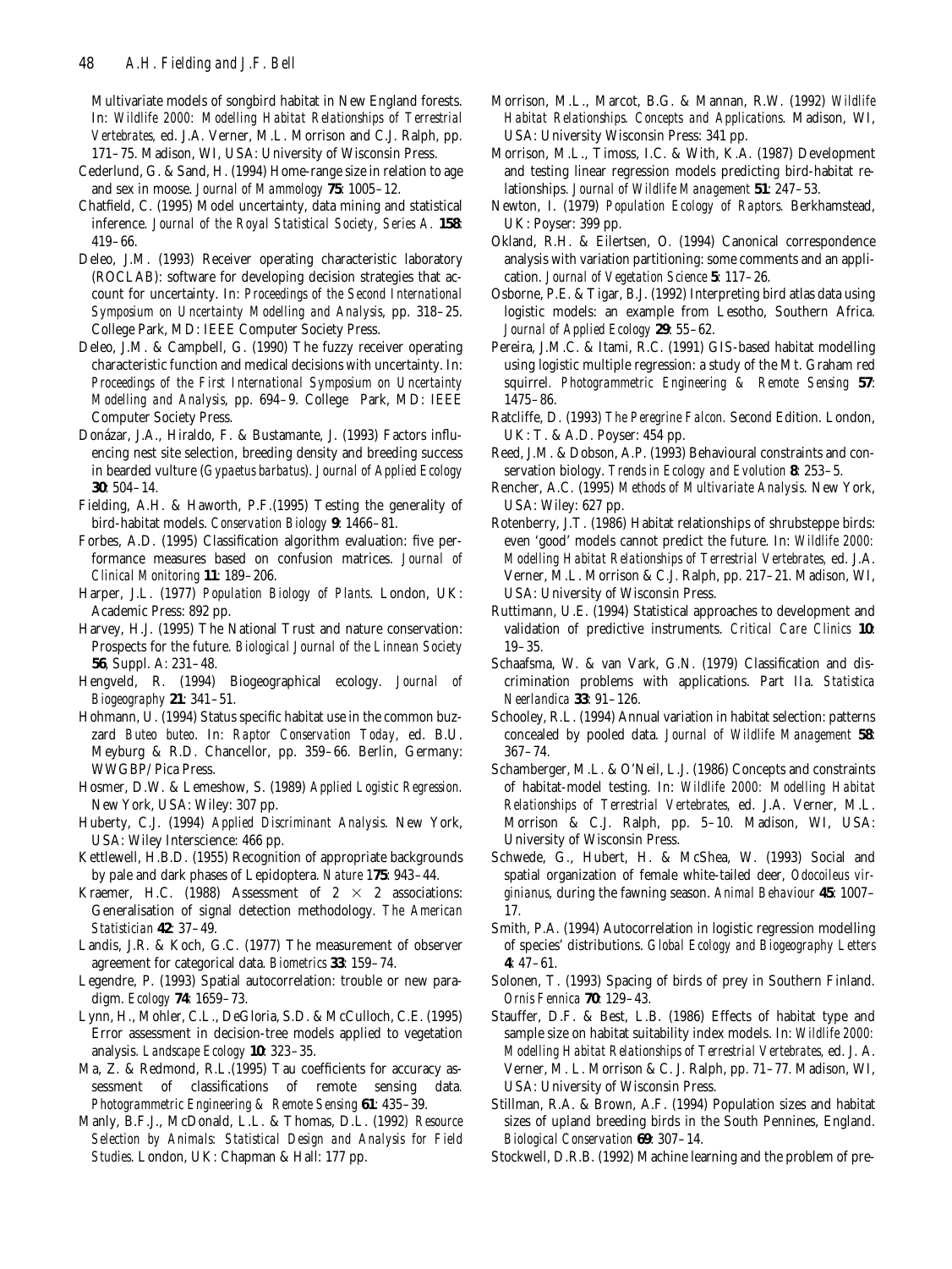Multivariate models of songbird habitat in New England forests. In: *Wildlife 2000: Modelling Habitat Relationships of Terrestrial Vertebrates*, ed. J.A. Verner, M.L. Morrison and C.J. Ralph, pp. 171–75. Madison, WI, USA: University of Wisconsin Press.

Cederlund, G. & Sand, H. (1994) Home-range size in relation to age and sex in moose. *Journal of Mammology* **75**: 1005–12.

Chatfield, C. (1995) Model uncertainty, data mining and statistical inference. *Journal of the Royal Statistical Society, Series A.* **158**: 419–66.

Deleo, J.M. (1993) Receiver operating characteristic laboratory (ROCLAB): software for developing decision strategies that account for uncertainty. In: *Proceedings of the Second International Symposium on Uncertainty Modelling and Analysis*, pp. 318–25. College Park, MD: IEEE Computer Society Press.

Deleo, J.M. & Campbell, G. (1990) The fuzzy receiver operating characteristic function and medical decisions with uncertainty. In: *Proceedings of the First International Symposium on Uncertainty Modelling and Analysis*, pp. 694–9. College Park, MD: IEEE Computer Society Press.

Donázar, J.A., Hiraldo, F. & Bustamante, J. (1993) Factors influencing nest site selection, breeding density and breeding success in bearded vulture (*Gypaetus barbatus*). *Journal of Applied Ecology* **30**: 504–14.

Fielding, A.H. & Haworth, P.F.(1995) Testing the generality of bird-habitat models. *Conservation Biology* **9**: 1466–81.

Forbes, A.D. (1995) Classification algorithm evaluation: five performance measures based on confusion matrices. *Journal of Clinical Monitoring* **11**: 189–206.

Harper, J.L. (1977) *Population Biology of Plants*. London, UK: Academic Press: 892 pp.

Harvey, H.J. (1995) The National Trust and nature conservation: Prospects for the future. *Biological Journal of the Linnean Society* **56**, Suppl. A: 231–48.

Hengveld, R. (1994) Biogeographical ecology. *Journal of Biogeography* **21**: 341–51.

Hohmann, U. (1994) Status specific habitat use in the common buzzard *Buteo buteo*. In: *Raptor Conservation Today*, ed. B.U. Meyburg & R.D. Chancellor, pp. 359–66. Berlin, Germany: WWGBP/Pica Press.

Hosmer, D.W. & Lemeshow, S. (1989) *Applied Logistic Regression*. New York, USA: Wiley: 307 pp.

Huberty, C.J. (1994) *Applied Discriminant Analysis*. New York, USA: Wiley Interscience: 466 pp.

Kettlewell, H.B.D. (1955) Recognition of appropriate backgrounds by pale and dark phases of Lepidoptera. *Nature* 1**75**: 943–44.

Kraemer, H.C. (1988) Assessment of $2 \times 2$ associations: Generalisation of signal detection methodology. *The American Statistician* **42**: 37–49.

Landis, J.R. & Koch, G.C. (1977) The measurement of observer agreement for categorical data. *Biometrics* **33**: 159–74.

Legendre, P. (1993) Spatial autocorrelation: trouble or new paradigm. *Ecology* **74**: 1659–73.

Lynn, H., Mohler, C.L., DeGloria, S.D. & McCulloch, C.E. (1995) Error assessment in decision-tree models applied to vegetation analysis. *Landscape Ecology* **10**: 323–35.

Ma, Z. & Redmond, R.L.(1995) Tau coefficients for accuracy assessment of classifications of remote sensing data. *Photogrammetric Engineering & Remote Sensing* **61**: 435–39.

Manly, B.F.J., McDonald, L.L. & Thomas, D.L. (1992) *Resource Selection by Animals: Statistical Design and Analysis for Field Studies*. London, UK: Chapman & Hall: 177 pp.

Morrison, M.L., Marcot, B.G. & Mannan, R.W. (1992) *Wildlife Habitat Relationships. Concepts and Applications*. Madison, WI, USA: University Wisconsin Press: 341 pp.

Morrison, M.L., Timoss, I.C. & With, K.A. (1987) Development and testing linear regression models predicting bird-habitat relationships. *Journal of Wildlife Management* **51**: 247–53.

Newton, I. (1979) *Population Ecology of Raptors*. Berkhamstead, UK: Poyser: 399 pp.

Okland, R.H. & Eilertsen, O. (1994) Canonical correspondence analysis with variation partitioning: some comments and an application. *Journal of Vegetation Science* **5**: 117–26.

Osborne, P.E. & Tigar, B.J. (1992) Interpreting bird atlas data using logistic models: an example from Lesotho, Southern Africa. *Journal of Applied Ecology* **29**: 55–62.

Pereira, J.M.C. & Itami, R.C. (1991) GIS-based habitat modelling using logistic multiple regression: a study of the Mt. Graham red squirrel. *Photogrammetric Engineering & Remote Sensing* **57**: 1475–86.

Ratcliffe, D. (1993) *The Peregrine Falcon*. Second Edition. London, UK: T. & A.D. Poyser: 454 pp.

Reed, J.M. & Dobson, A.P. (1993) Behavioural constraints and conservation biology. *Trends in Ecology and Evolution* **8**: 253–5.

Rencher, A.C. (1995) *Methods of Multivariate Analysis*. New York, USA: Wiley: 627 pp.

Rotenberry, J.T. (1986) Habitat relationships of shrubsteppe birds: even 'good' models cannot predict the future. In: *Wildlife 2000: Modelling Habitat Relationships of Terrestrial Vertebrates*, ed. J.A. Verner, M.L. Morrison & C.J. Ralph, pp. 217–21. Madison, WI, USA: University of Wisconsin Press.

Ruttimann, U.E. (1994) Statistical approaches to development and validation of predictive instruments. *Critical Care Clinics* **10**: 19–35.

Schaafsma, W. & van Vark, G.N. (1979) Classification and discrimination problems with applications. Part IIa. *Statistica Neerlandica* **33**: 91–126.

Schooley, R.L. (1994) Annual variation in habitat selection: patterns concealed by pooled data. *Journal of Wildlife Management* **58**: 367–74.

Schamberger, M.L. & O'Neil, L.J. (1986) Concepts and constraints of habitat-model testing. In: *Wildlife 2000: Modelling Habitat Relationships of Terrestrial Vertebrates*, ed. J.A. Verner, M.L. Morrison & C.J. Ralph, pp. 5–10. Madison, WI, USA: University of Wisconsin Press.

Schwede, G., Hubert, H. & McShea, W. (1993) Social and spatial organization of female white-tailed deer, *Odocoileus virginianus*, during the fawning season. *Animal Behaviour* **45**: 1007–17.

Smith, P.A. (1994) Autocorrelation in logistic regression modelling of species' distributions. *Global Ecology and Biogeography Letters* **4**: 47–61.

Solonen, T. (1993) Spacing of birds of prey in Southern Finland. *Ornis Fennica* **70**: 129–43.

Stauffer, D.F. & Best, L.B. (1986) Effects of habitat type and sample size on habitat suitability index models. In: *Wildlife 2000: Modelling Habitat Relationships of Terrestrial Vertebrates*, ed. J. A. Verner, M. L. Morrison & C. J. Ralph, pp. 71–77. Madison, WI, USA: University of Wisconsin Press.

Stillman, R.A. & Brown, A.F. (1994) Population sizes and habitat sizes of upland breeding birds in the South Pennines, England. *Biological Conservation* **69**: 307–14.

Stockwell, D.R.B. (1992) Machine learning and the problem of pre-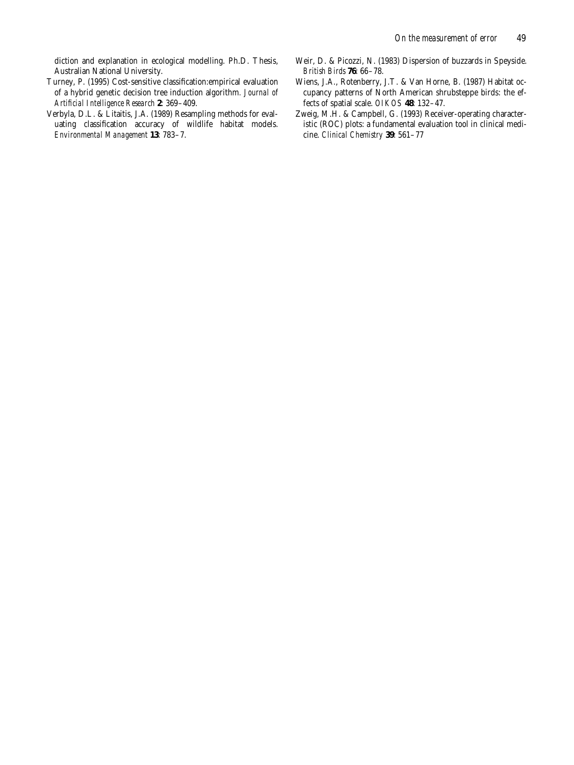diction and explanation in ecological modelling. Ph.D. Thesis, Australian National University.

Turney, P. (1995) Cost-sensitive classification:empirical evaluation of a hybrid genetic decision tree induction algorithm. *Journal of Artificial Intelligence Research* **2**: 369–409.

Verbyla, D.L. & Litaitis, J.A. (1989) Resampling methods for evaluating classification accuracy of wildlife habitat models. *Environmental Management* **13**: 783–7.

Weir, D. & Picozzi, N. (1983) Dispersion of buzzards in Speyside. *British Birds* **76**: 66–78.

Wiens, J.A., Rotenberry, J.T. & Van Horne, B. (1987) Habitat occupancy patterns of North American shrubsteppe birds: the effects of spatial scale. *OIKOS* **48**: 132–47.

Zweig, M.H. & Campbell, G. (1993) Receiver-operating characteristic (ROC) plots: a fundamental evaluation tool in clinical medicine. *Clinical Chemistry* **39**: 561–77